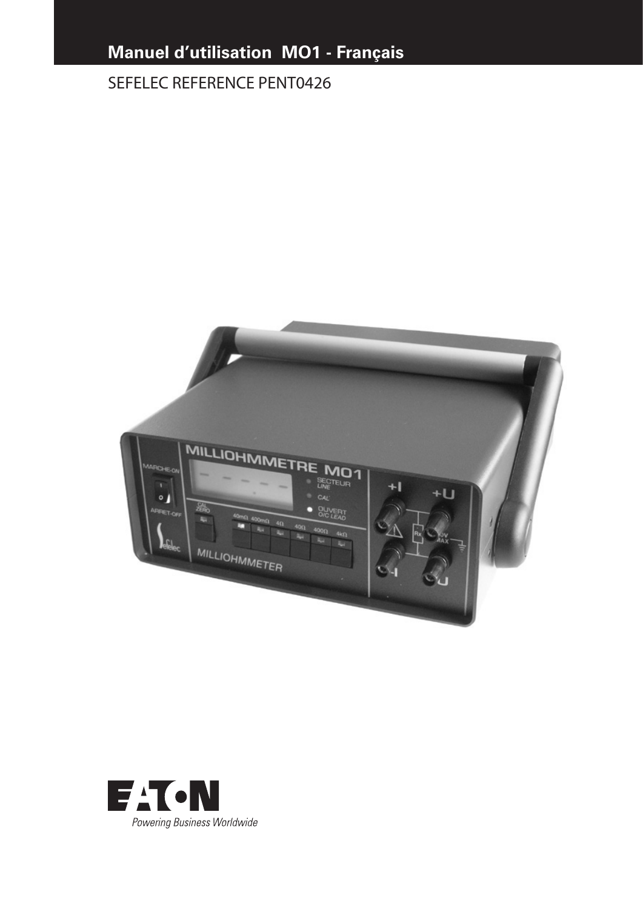# Manuel d'utilisation MO1 - Français

SEFELEC REFERENCE PENT0426

Powering Business Worldwide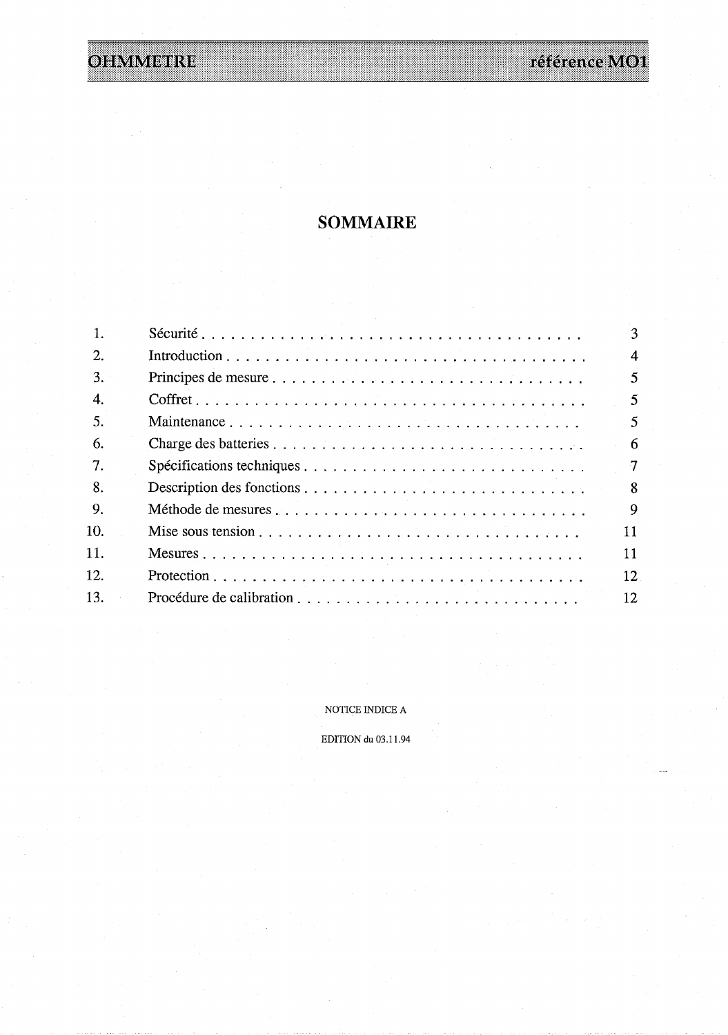# SOMMAIRE

| | | |
|---|---|---|
| 1. | Sécurité | 3 |
| 2. | Introduction | 4 |
| 3. | Principes de mesure | 5 |
| 4. | Coffret | 5 |
| 5. | Maintenance | 5 |
| 6. | Charge des batteries | 6 |
| 7. | Spécifications techniques | 7 |
| 8. | Description des fonctions | 8 |
| 9. | Méthode de mesures | 9 |
| 10. | Mise sous tension | 11 |
| 11. | Mesures | 11 |
| 12. | Protection | 12 |
| 13. | Procédure de calibration | 12 |

NOTICE INDICE A

EDITION du 03.11.94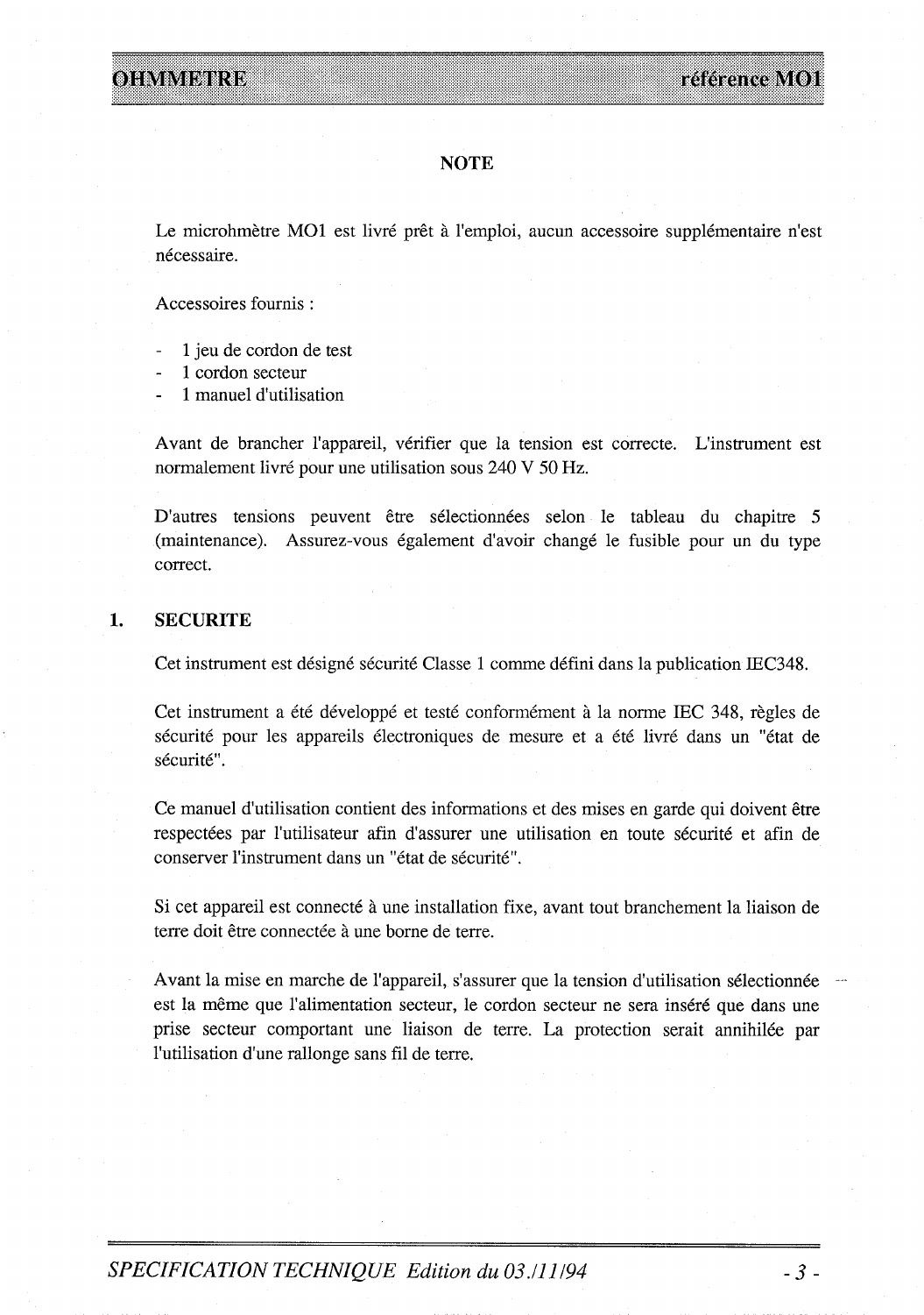## NOTE

Le microhmètre MO1 est livré prêt à l'emploi, aucun accessoire supplémentaire n'est nécessaire.

Accessoires fournis :

- 1 jeu de cordon de test
- 1 cordon secteur
- 1 manuel d'utilisation

Avant de brancher l'appareil, vérifier que la tension est correcte. L'instrument est normalement livré pour une utilisation sous 240 V 50 Hz.

D'autres tensions peuvent être sélectionnées selon le tableau du chapitre 5 (maintenance). Assurez-vous également d'avoir changé le fusible pour un du type correct.

## 1. SECURITE

Cet instrument est désigné sécurité Classe 1 comme défini dans la publication IEC348.

Cet instrument a été développé et testé conformément à la norme IEC 348, règles de sécurité pour les appareils électroniques de mesure et a été livré dans un "état de sécurité".

Ce manuel d'utilisation contient des informations et des mises en garde qui doivent être respectées par l'utilisateur afin d'assurer une utilisation en toute sécurité et afin de conserver l'instrument dans un "état de sécurité".

Si cet appareil est connecté à une installation fixe, avant tout branchement la liaison de terre doit être connectée à une borne de terre.

Avant la mise en marche de l'appareil, s'assurer que la tension d'utilisation sélectionnée est la même que l'alimentation secteur, le cordon secteur ne sera inséré que dans une prise secteur comportant une liaison de terre. La protection serait annihilée par l'utilisation d'une rallonge sans fil de terre.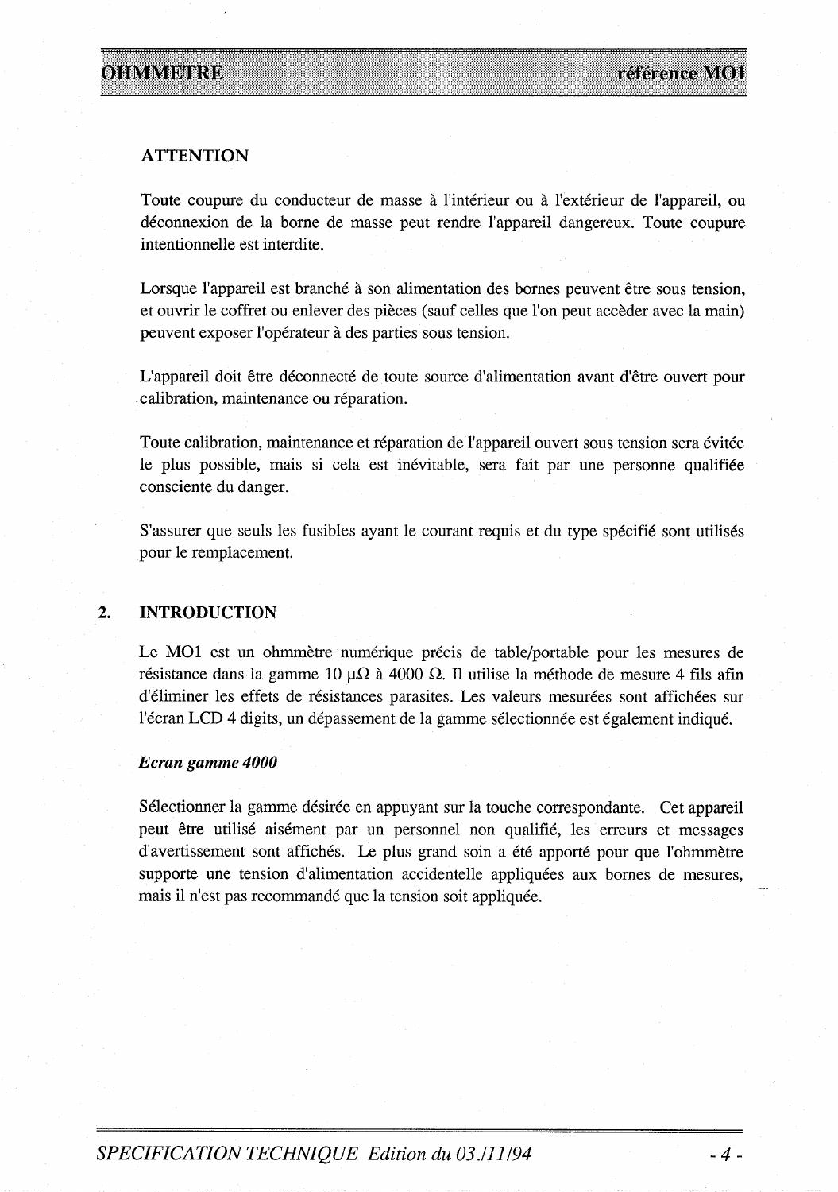### ATTENTION

Toute coupure du conducteur de masse à l'intérieur ou à l'extérieur de l'appareil, ou déconnexion de la borne de masse peut rendre l'appareil dangereux. Toute coupure intentionnelle est interdite.

Lorsque l'appareil est branché à son alimentation des bornes peuvent être sous tension, et ouvrir le coffret ou enlever des pièces (sauf celles que l'on peut accèder avec la main) peuvent exposer l'opérateur à des parties sous tension.

L'appareil doit être déconnecté de toute source d'alimentation avant d'être ouvert pour calibration, maintenance ou réparation.

Toute calibration, maintenance et réparation de l'appareil ouvert sous tension sera évitée le plus possible, mais si cela est inévitable, sera fait par une personne qualifiée consciente du danger.

S'assurer que seuls les fusibles ayant le courant requis et du type spécifié sont utilisés pour le remplacement.

## 2. INTRODUCTION

Le MO1 est un ohmmètre numérique précis de table/portable pour les mesures de résistance dans la gamme 10 $\mu\Omega$ à 4000 $\Omega$. Il utilise la méthode de mesure 4 fils afin d'éliminer les effets de résistances parasites. Les valeurs mesurées sont affichées sur l'écran LCD 4 digits, un dépassement de la gamme sélectionnée est également indiqué.

***Ecran gamme 4000***

Sélectionner la gamme désirée en appuyant sur la touche correspondante. Cet appareil peut être utilisé aisément par un personnel non qualifié, les erreurs et messages d'avertissement sont affichés. Le plus grand soin a été apporté pour que l'ohmmètre supporte une tension d'alimentation accidentelle appliquées aux bornes de mesures, mais il n'est pas recommandé que la tension soit appliquée.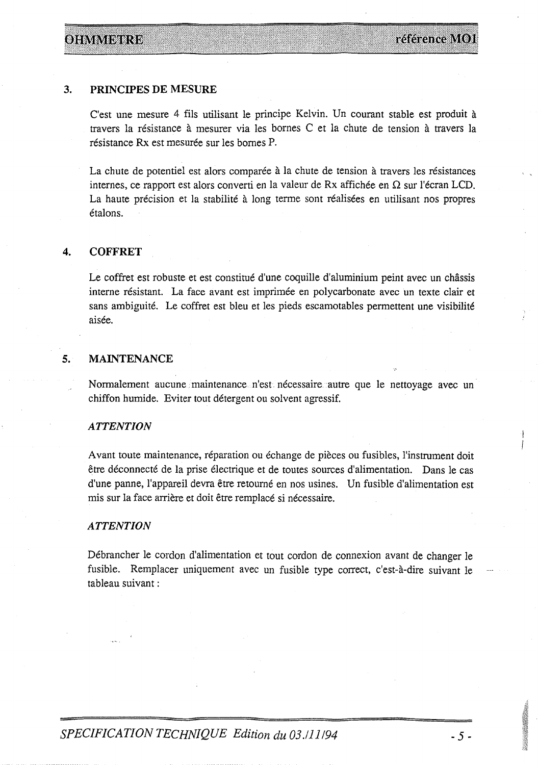## 3. PRINCIPES DE MESURE

C'est une mesure 4 fils utilisant le principe Kelvin. Un courant stable est produit à travers la résistance à mesurer via les bornes C et la chute de tension à travers la résistance Rx est mesurée sur les bornes P.

La chute de potentiel est alors comparée à la chute de tension à travers les résistances internes, ce rapport est alors converti en la valeur de Rx affichée en Ω sur l'écran LCD. La haute précision et la stabilité à long terme sont réalisées en utilisant nos propres étalons.

## 4. COFFRET

Le coffret est robuste et est constitué d'une coquille d'aluminium peint avec un châssis interne résistant. La face avant est imprimée en polycarbonate avec un texte clair et sans ambiguité. Le coffret est bleu et les pieds escamotables permettent une visibilité aisée.

## 5. MAINTENANCE

Normalement aucune maintenance n'est nécessaire autre que le nettoyage avec un chiffon humide. Eviter tout détergent ou solvent agressif.

*ATTENTION*

Avant toute maintenance, réparation ou échange de pièces ou fusibles, l'instrument doit être déconnecté de la prise électrique et de toutes sources d'alimentation. Dans le cas d'une panne, l'appareil devra être retourné en nos usines. Un fusible d'alimentation est mis sur la face arrière et doit être remplacé si nécessaire.

*ATTENTION*

Débrancher le cordon d'alimentation et tout cordon de connexion avant de changer le fusible. Remplacer uniquement avec un fusible type correct, c'est-à-dire suivant le tableau suivant :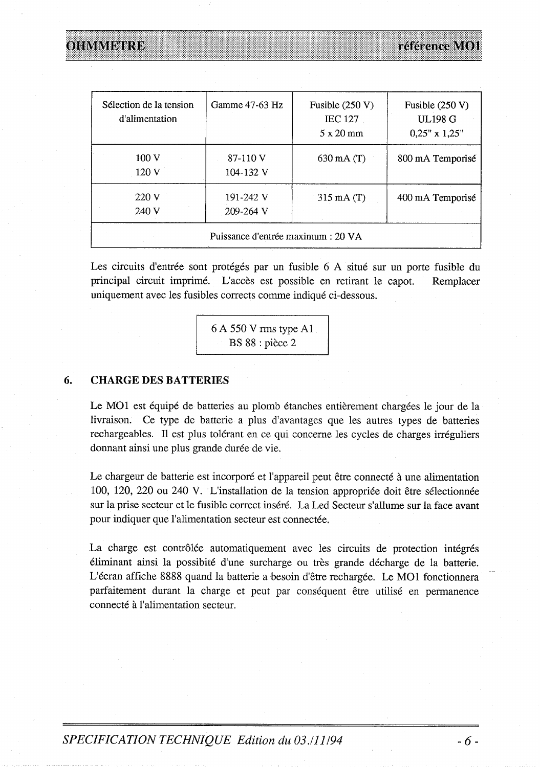| Sélection de la tension d'alimentation | Gamme 47-63 Hz | Fusible (250 V) IEC 127 5 x 20 mm | Fusible (250 V) UL198 G 0,25" x 1,25" |
|---|---|---|---|
| 100 V<br>120 V | 87-110 V<br>104-132 V | 630 mA (T) | 800 mA Temporisé |
| 220 V<br>240 V | 191-242 V<br>209-264 V | 315 mA (T) | 400 mA Temporisé |
| Puissance d'entrée maximum : 20 VA | | | |

Les circuits d'entrée sont protégés par un fusible 6 A situé sur un porte fusible du principal circuit imprimé. L'accès est possible en retirant le capot. Remplacer uniquement avec les fusibles corrects comme indiqué ci-dessous.

| 6 A 550 V rms type A1<br>BS 88 : pièce 2 |
|---|

## 6. CHARGE DES BATTERIES

Le MO1 est équipé de batteries au plomb étanches entièrement chargées le jour de la livraison. Ce type de batterie a plus d'avantages que les autres types de batteries rechargeables. Il est plus tolérant en ce qui concerne les cycles de charges irréguliers donnant ainsi une plus grande durée de vie.

Le chargeur de batterie est incorporé et l'appareil peut être connecté à une alimentation 100, 120, 220 ou 240 V. L'installation de la tension appropriée doit être sélectionnée sur la prise secteur et le fusible correct inséré. La Led Secteur s'allume sur la face avant pour indiquer que l'alimentation secteur est connectée.

La charge est contrôlée automatiquement avec les circuits de protection intégrés éliminant ainsi la possibité d'une surcharge ou très grande décharge de la batterie. L'écran affiche 8888 quand la batterie a besoin d'être rechargée. Le MO1 fonctionnera parfaitement durant la charge et peut par conséquent être utilisé en permanence connecté à l'alimentation secteur.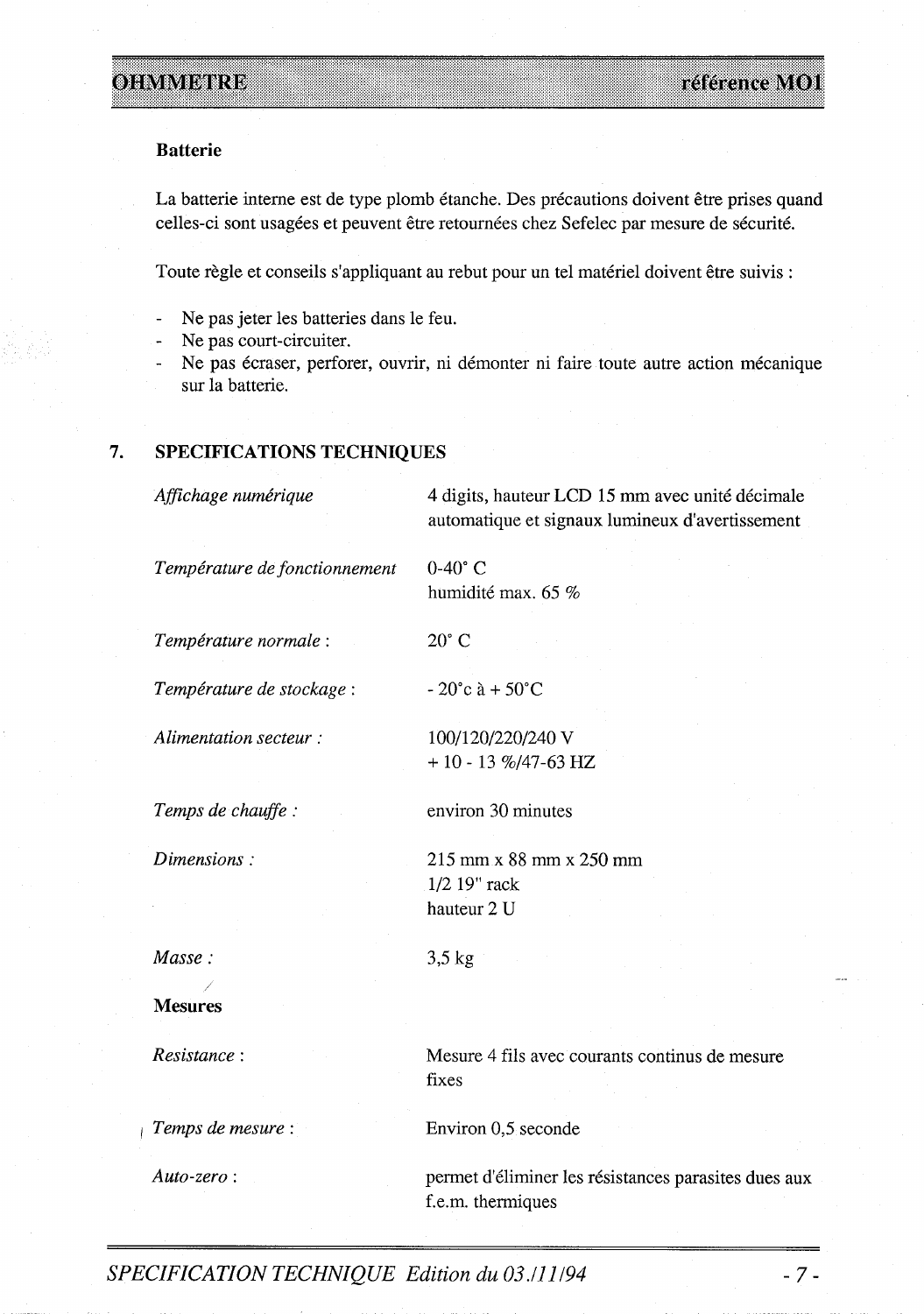**Batterie**

La batterie interne est de type plomb étanche. Des précautions doivent être prises quand celles-ci sont usagées et peuvent être retournées chez Sefelec par mesure de sécurité.

Toute règle et conseils s'appliquant au rebut pour un tel matériel doivent être suivis :

- Ne pas jeter les batteries dans le feu.
- Ne pas court-circuiter.
- Ne pas écraser, perforer, ouvrir, ni démonter ni faire toute autre action mécanique sur la batterie.

## 7. SPECIFICATIONS TECHNIQUES

| | |
|---|---|
| *Affichage numérique* | 4 digits, hauteur LCD 15 mm avec unité décimale automatique et signaux lumineux d'avertissement |
| *Température de fonctionnement* | 0-40° C<br>humidité max. 65 % |
| *Température normale :* | 20° C |
| *Température de stockage :* | - 20°c à + 50°C |
| *Alimentation secteur :* | 100/120/220/240 V<br>+ 10 - 13 %/47-63 HZ |
| *Temps de chauffe :* | environ 30 minutes |
| *Dimensions :* | 215 mm x 88 mm x 250 mm<br>1/2 19" rack<br>hauteur 2 U |
| *Masse :* | 3,5 kg |

**Mesures**

| | |
|---|---|
| *Resistance :* | Mesure 4 fils avec courants continus de mesure fixes |
| *Temps de mesure :* | Environ 0,5 seconde |
| *Auto-zero :* | permet d'éliminer les résistances parasites dues aux f.e.m. thermiques |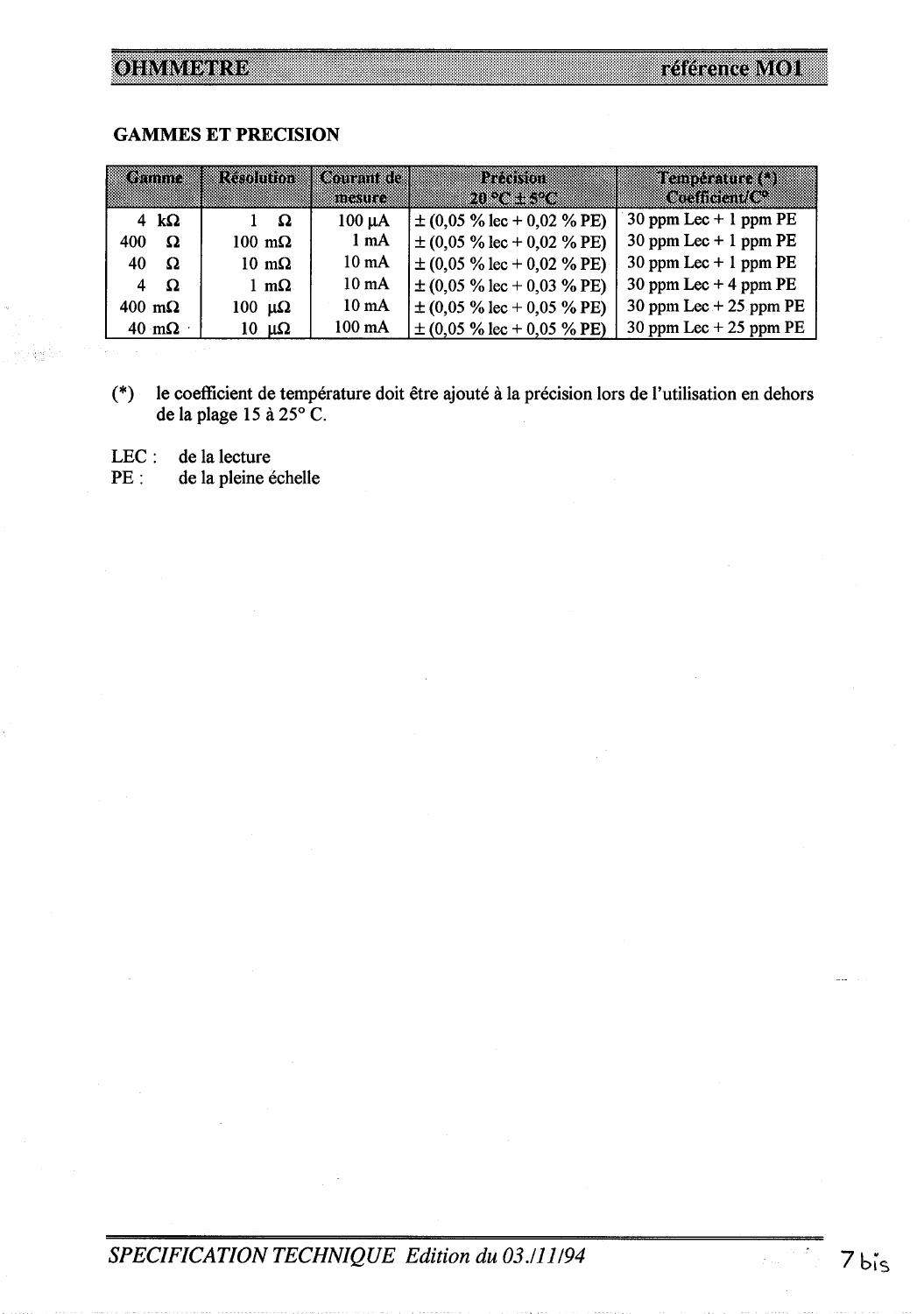## GAMMES ET PRECISION

| Gamme | Résolution | Courant de mesure | Précision 20 °C ± 5°C | Température (*) Coefficient/C° |
|---|---|---|---|---|
| 4 kΩ | 1 Ω | 100 µA | ± (0,05 % lec + 0,02 % PE) | 30 ppm Lec + 1 ppm PE |
| 400 Ω | 100 mΩ | 1 mA | ± (0,05 % lec + 0,02 % PE) | 30 ppm Lec + 1 ppm PE |
| 40 Ω | 10 mΩ | 10 mA | ± (0,05 % lec + 0,02 % PE) | 30 ppm Lec + 1 ppm PE |
| 4 Ω | 1 mΩ | 10 mA | ± (0,05 % lec + 0,03 % PE) | 30 ppm Lec + 4 ppm PE |
| 400 mΩ | 100 µΩ | 10 mA | ± (0,05 % lec + 0,05 % PE) | 30 ppm Lec + 25 ppm PE |
| 40 mΩ | 10 µΩ | 100 mA | ± (0,05 % lec + 0,05 % PE) | 30 ppm Lec + 25 ppm PE |

(*) le coefficient de température doit être ajouté à la précision lors de l'utilisation en dehors de la plage 15 à 25° C.

LEC : de la lecture
PE : de la pleine échelle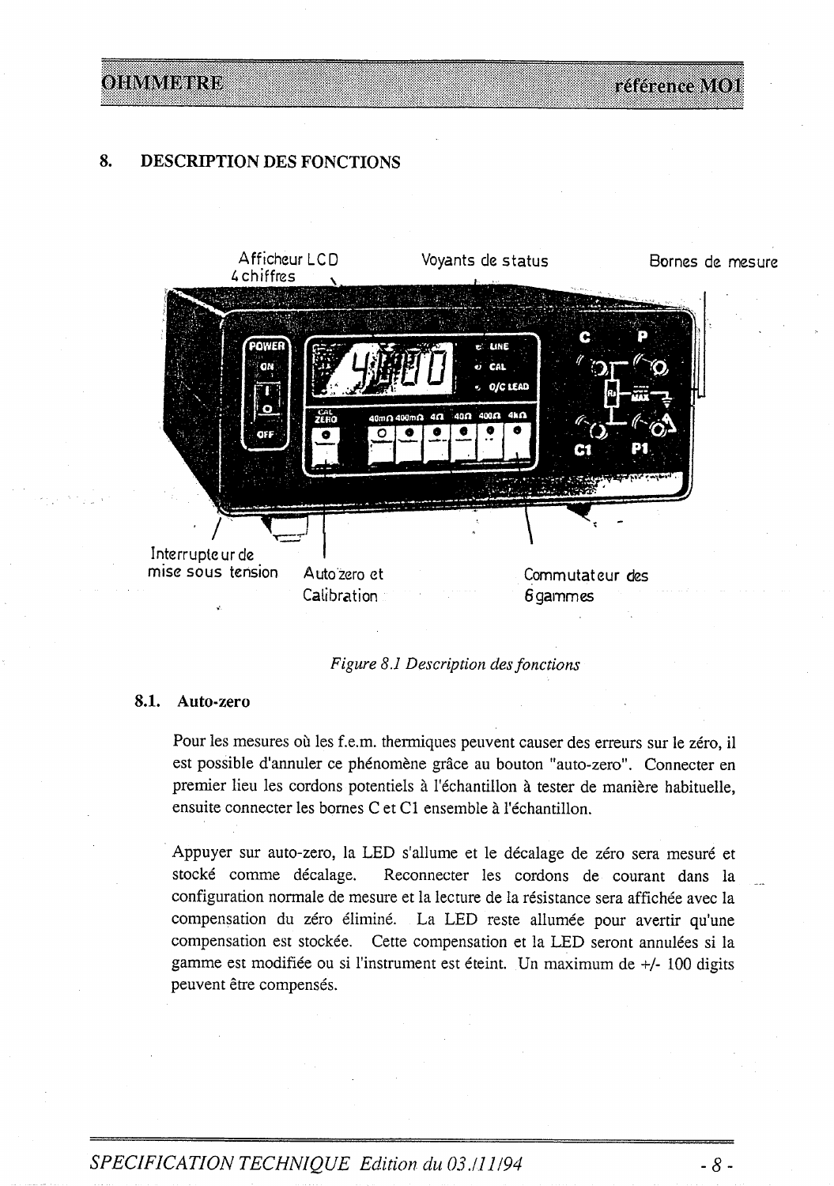## 8. DESCRIPTION DES FONCTIONS

Afficheur LCD 4 chiffres

Voyants de status

Bornes de mesure

Interrupteur de mise sous tension

Auto zero et Calibration

Commutateur des 6 gammes

*Figure 8.1 Description des fonctions*

### 8.1. Auto-zero

Pour les mesures où les f.e.m. thermiques peuvent causer des erreurs sur le zéro, il est possible d'annuler ce phénomène grâce au bouton "auto-zero". Connecter en premier lieu les cordons potentiels à l'échantillon à tester de manière habituelle, ensuite connecter les bornes C et C1 ensemble à l'échantillon.

Appuyer sur auto-zero, la LED s'allume et le décalage de zéro sera mesuré et stocké comme décalage. Reconnecter les cordons de courant dans la configuration normale de mesure et la lecture de la résistance sera affichée avec la compensation du zéro éliminé. La LED reste allumée pour avertir qu'une compensation est stockée. Cette compensation et la LED seront annulées si la gamme est modifiée ou si l'instrument est éteint. Un maximum de +/- 100 digits peuvent être compensés.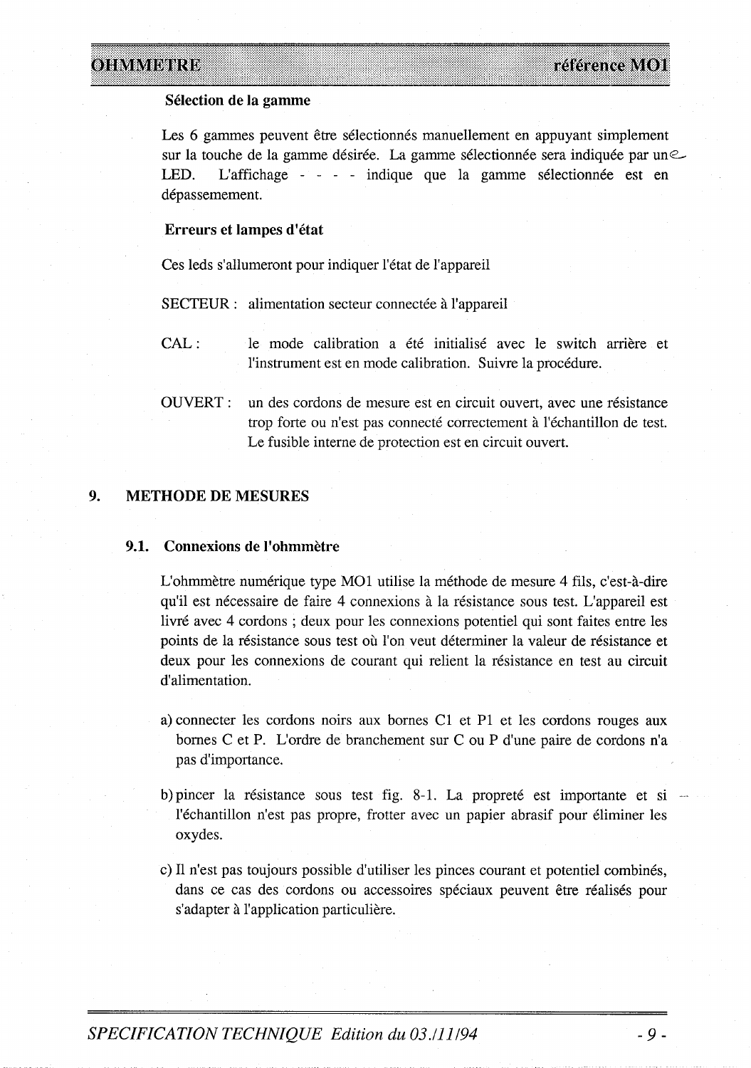**Sélection de la gamme**

Les 6 gammes peuvent être sélectionnés manuellement en appuyant simplement sur la touche de la gamme désirée. La gamme sélectionnée sera indiquée par une LED. L'affichage - - - - indique que la gamme sélectionnée est en dépassement.

**Erreurs et lampes d'état**

Ces leds s'allumeront pour indiquer l'état de l'appareil

SECTEUR : alimentation secteur connectée à l'appareil

CAL : le mode calibration a été initialisé avec le switch arrière et l'instrument est en mode calibration. Suivre la procédure.

OUVERT : un des cordons de mesure est en circuit ouvert, avec une résistance trop forte ou n'est pas connecté correctement à l'échantillon de test. Le fusible interne de protection est en circuit ouvert.

## 9. METHODE DE MESURES

### 9.1. Connexions de l'ohmmètre

L'ohmmètre numérique type MO1 utilise la méthode de mesure 4 fils, c'est-à-dire qu'il est nécessaire de faire 4 connexions à la résistance sous test. L'appareil est livré avec 4 cordons ; deux pour les connexions potentiel qui sont faites entre les points de la résistance sous test où l'on veut déterminer la valeur de résistance et deux pour les connexions de courant qui relient la résistance en test au circuit d'alimentation.

a) connecter les cordons noirs aux bornes C1 et P1 et les cordons rouges aux bornes C et P. L'ordre de branchement sur C ou P d'une paire de cordons n'a pas d'importance.

b) pincer la résistance sous test fig. 8-1. La propreté est importante et si l'échantillon n'est pas propre, frotter avec un papier abrasif pour éliminer les oxydes.

c) Il n'est pas toujours possible d'utiliser les pinces courant et potentiel combinés, dans ce cas des cordons ou accessoires spéciaux peuvent être réalisés pour s'adapter à l'application particulière.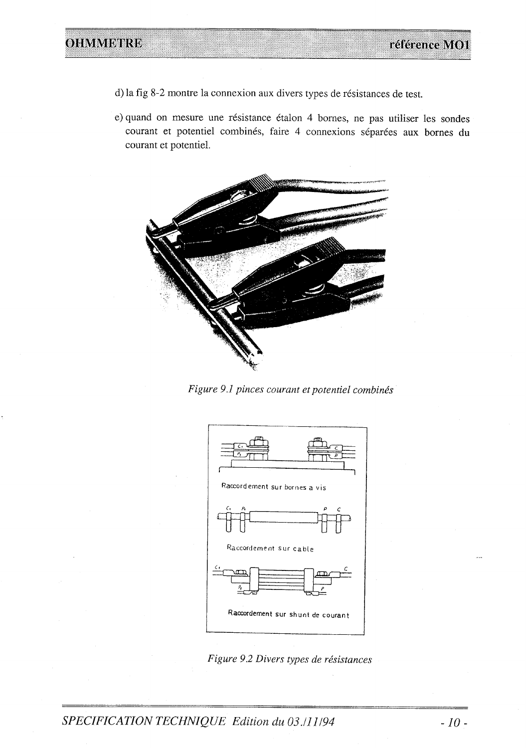d) la fig 8-2 montre la connexion aux divers types de résistances de test.

e) quand on mesure une résistance étalon 4 bornes, ne pas utiliser les sondes courant et potentiel combinés, faire 4 connexions séparées aux bornes du courant et potentiel.

*Figure 9.1 pinces courant et potentiel combinés*

Raccordement sur bornes a vis

Raccordement sur cable

Raccordement sur shunt de courant

*Figure 9.2 Divers types de résistances*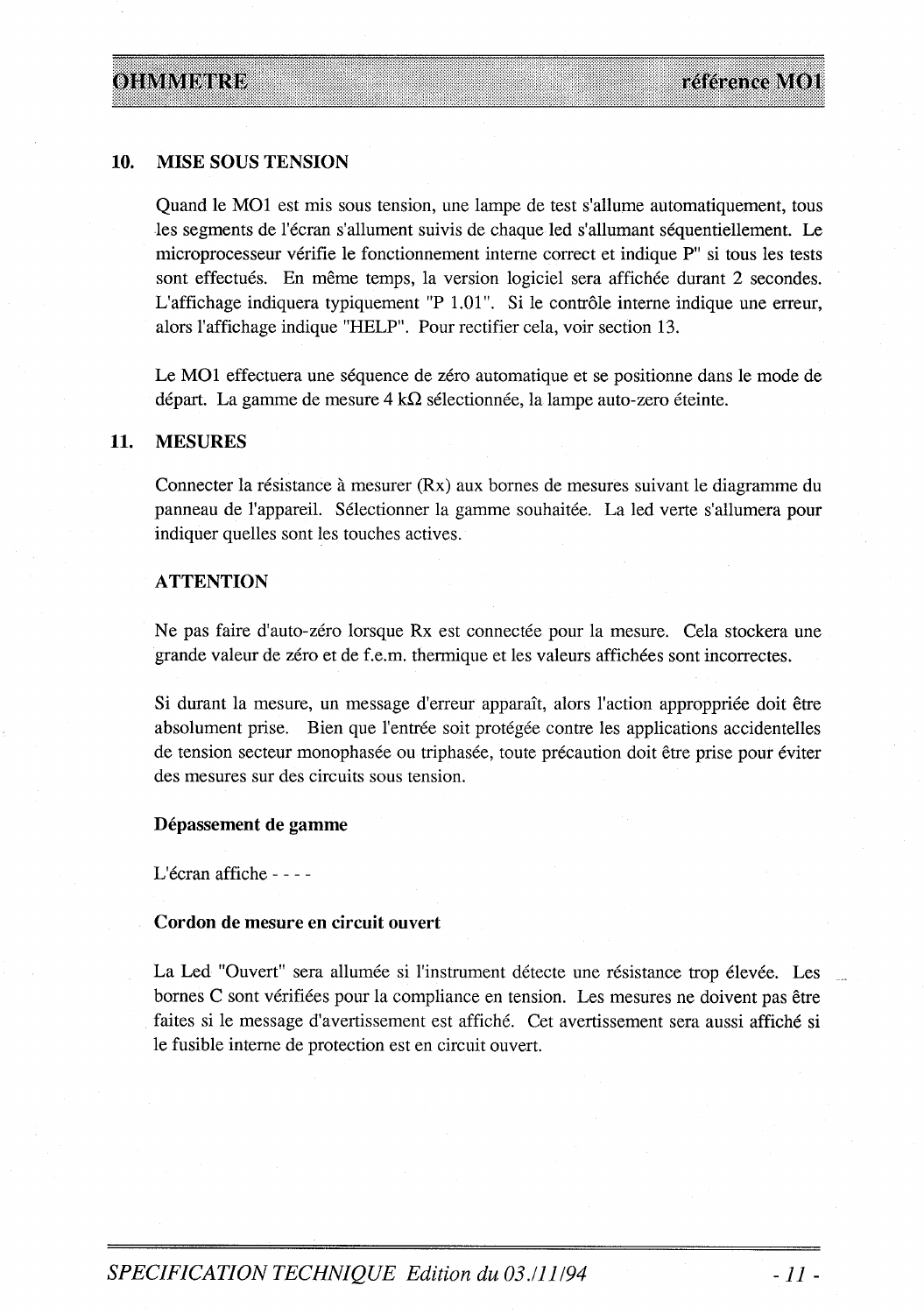## 10. MISE SOUS TENSION

Quand le MO1 est mis sous tension, une lampe de test s'allume automatiquement, tous les segments de l'écran s'allument suivis de chaque led s'allumant séquentiellement. Le microprocesseur vérifie le fonctionnement interne correct et indique P" si tous les tests sont effectués. En même temps, la version logiciel sera affichée durant 2 secondes. L'affichage indiquera typiquement "P 1.01". Si le contrôle interne indique une erreur, alors l'affichage indique "HELP". Pour rectifier cela, voir section 13.

Le MO1 effectuera une séquence de zéro automatique et se positionne dans le mode de départ. La gamme de mesure 4 kΩ sélectionnée, la lampe auto-zero éteinte.

## 11. MESURES

Connecter la résistance à mesurer (Rx) aux bornes de mesures suivant le diagramme du panneau de l'appareil. Sélectionner la gamme souhaitée. La led verte s'allumera pour indiquer quelles sont les touches actives.

### ATTENTION

Ne pas faire d'auto-zéro lorsque Rx est connectée pour la mesure. Cela stockera une grande valeur de zéro et de f.e.m. thermique et les valeurs affichées sont incorrectes.

Si durant la mesure, un message d'erreur apparaît, alors l'action approppriée doit être absolument prise. Bien que l'entrée soit protégée contre les applications accidentelles de tension secteur monophasée ou triphasée, toute précaution doit être prise pour éviter des mesures sur des circuits sous tension.

**Dépassement de gamme**

L'écran affiche - - - -

**Cordon de mesure en circuit ouvert**

La Led "Ouvert" sera allumée si l'instrument détecte une résistance trop élevée. Les bornes C sont vérifiées pour la compliance en tension. Les mesures ne doivent pas être faites si le message d'avertissement est affiché. Cet avertissement sera aussi affiché si le fusible interne de protection est en circuit ouvert.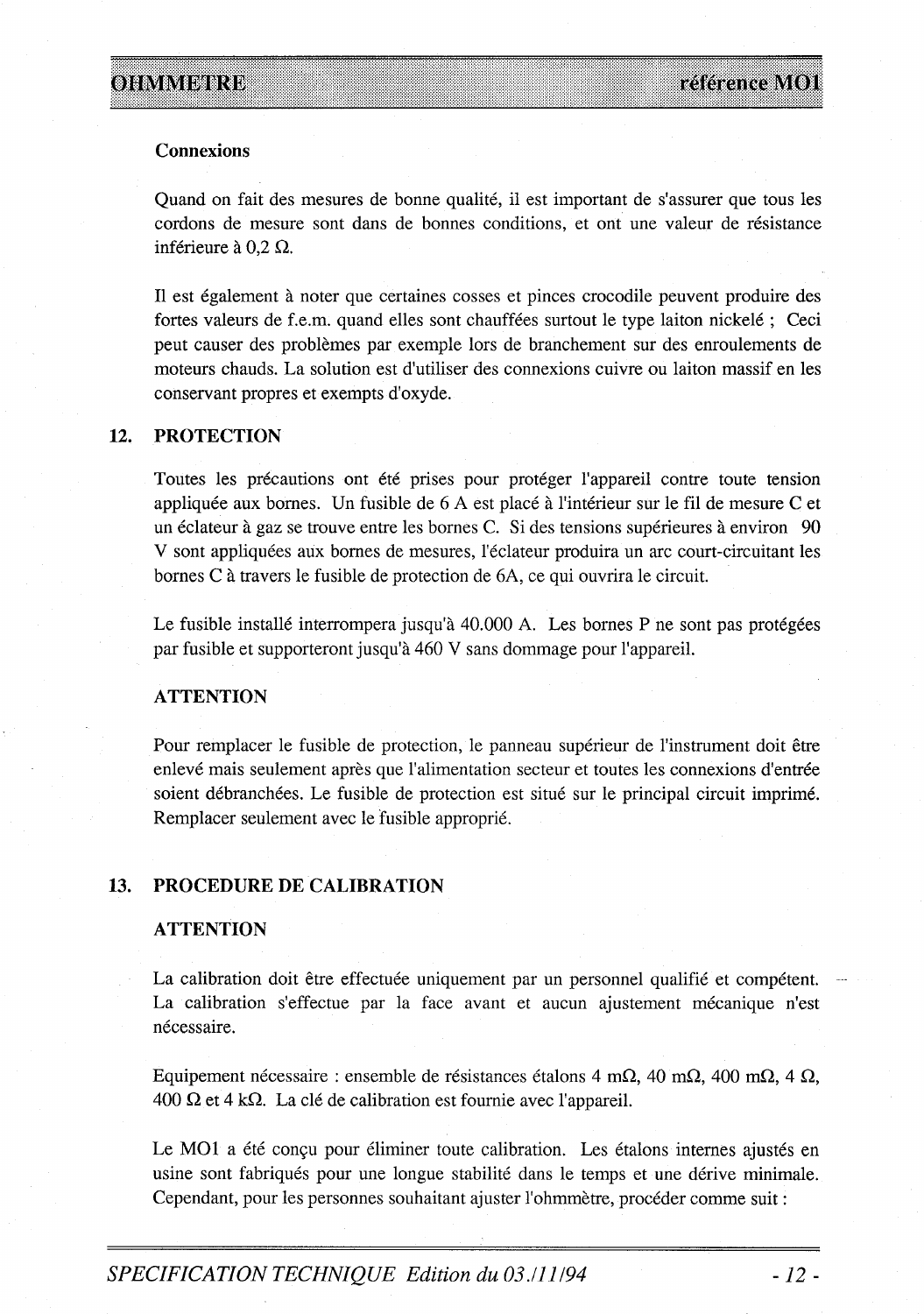### Connexions

Quand on fait des mesures de bonne qualité, il est important de s'assurer que tous les cordons de mesure sont dans de bonnes conditions, et ont une valeur de résistance inférieure à 0,2 Ω.

Il est également à noter que certaines cosses et pinces crocodile peuvent produire des fortes valeurs de f.e.m. quand elles sont chauffées surtout le type laiton nickelé ; Ceci peut causer des problèmes par exemple lors de branchement sur des enroulements de moteurs chauds. La solution est d'utiliser des connexions cuivre ou laiton massif en les conservant propres et exempts d'oxyde.

## 12. PROTECTION

Toutes les précautions ont été prises pour protéger l'appareil contre toute tension appliquée aux bornes. Un fusible de 6 A est placé à l'intérieur sur le fil de mesure C et un éclateur à gaz se trouve entre les bornes C. Si des tensions supérieures à environ 90 V sont appliquées aux bornes de mesures, l'éclateur produira un arc court-circuitant les bornes C à travers le fusible de protection de 6A, ce qui ouvrira le circuit.

Le fusible installé interrompera jusqu'à 40.000 A. Les bornes P ne sont pas protégées par fusible et supporteront jusqu'à 460 V sans dommage pour l'appareil.

### ATTENTION

Pour remplacer le fusible de protection, le panneau supérieur de l'instrument doit être enlevé mais seulement après que l'alimentation secteur et toutes les connexions d'entrée soient débranchées. Le fusible de protection est situé sur le principal circuit imprimé. Remplacer seulement avec le fusible approprié.

## 13. PROCEDURE DE CALIBRATION

### ATTENTION

La calibration doit être effectuée uniquement par un personnel qualifié et compétent. La calibration s'effectue par la face avant et aucun ajustement mécanique n'est nécessaire.

Equipement nécessaire : ensemble de résistances étalons 4 mΩ, 40 mΩ, 400 mΩ, 4 Ω, 400 Ω et 4 kΩ. La clé de calibration est fournie avec l'appareil.

Le MO1 a été conçu pour éliminer toute calibration. Les étalons internes ajustés en usine sont fabriqués pour une longue stabilité dans le temps et une dérive minimale. Cependant, pour les personnes souhaitant ajuster l'ohmmètre, procéder comme suit :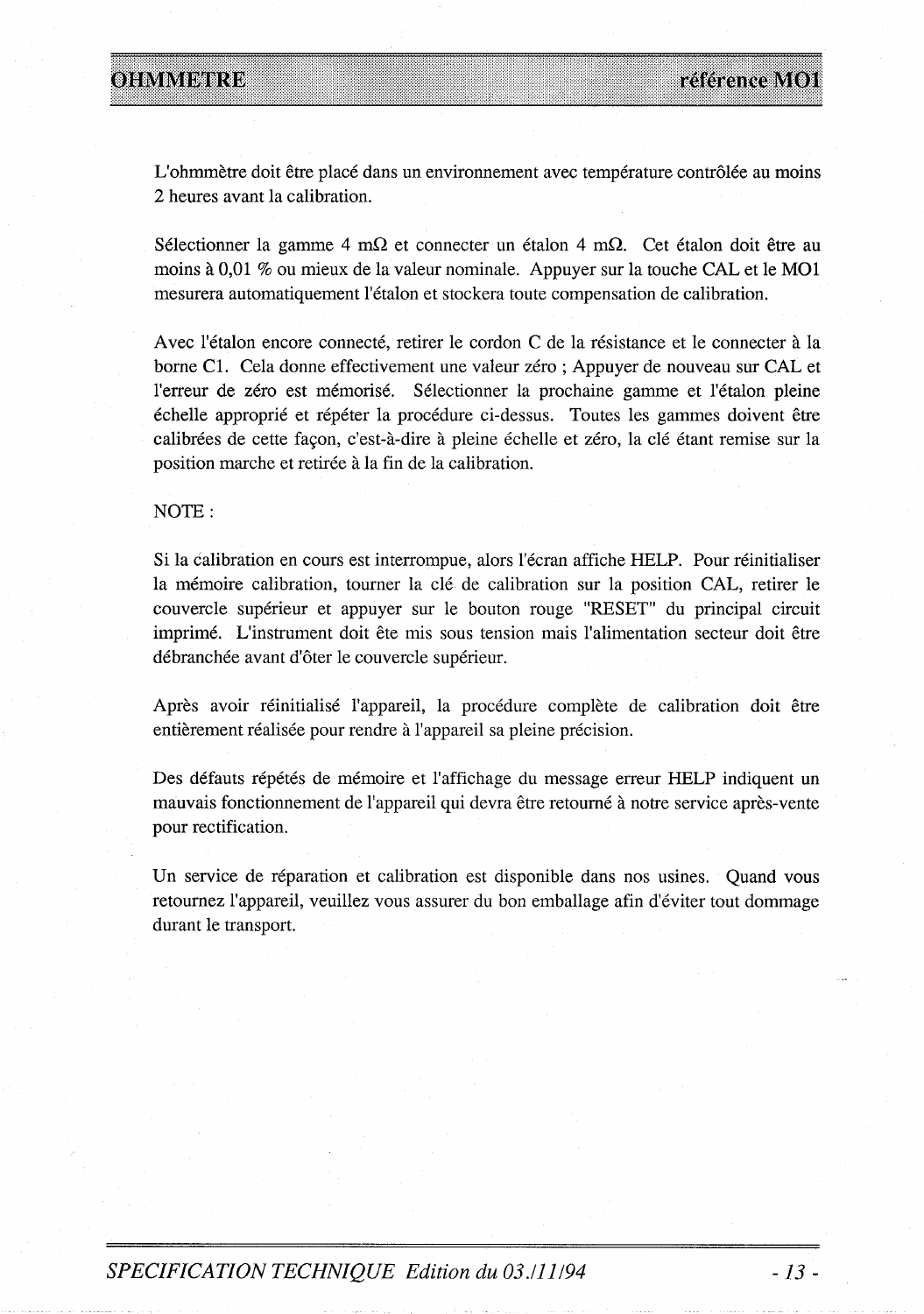L'ohmmètre doit être placé dans un environnement avec température contrôlée au moins 2 heures avant la calibration.

Sélectionner la gamme 4 mΩ et connecter un étalon 4 mΩ. Cet étalon doit être au moins à 0,01 % ou mieux de la valeur nominale. Appuyer sur la touche CAL et le MO1 mesurera automatiquement l'étalon et stockera toute compensation de calibration.

Avec l'étalon encore connecté, retirer le cordon C de la résistance et le connecter à la borne C1. Cela donne effectivement une valeur zéro ; Appuyer de nouveau sur CAL et l'erreur de zéro est mémorisé. Sélectionner la prochaine gamme et l'étalon pleine échelle approprié et répéter la procédure ci-dessus. Toutes les gammes doivent être calibrées de cette façon, c'est-à-dire à pleine échelle et zéro, la clé étant remise sur la position marche et retirée à la fin de la calibration.

NOTE :

Si la calibration en cours est interrompue, alors l'écran affiche HELP. Pour réinitialiser la mémoire calibration, tourner la clé de calibration sur la position CAL, retirer le couvercle supérieur et appuyer sur le bouton rouge "RESET" du principal circuit imprimé. L'instrument doit ête mis sous tension mais l'alimentation secteur doit être débranchée avant d'ôter le couvercle supérieur.

Après avoir réinitialisé l'appareil, la procédure complète de calibration doit être entièrement réalisée pour rendre à l'appareil sa pleine précision.

Des défauts répétés de mémoire et l'affichage du message erreur HELP indiquent un mauvais fonctionnement de l'appareil qui devra être retourné à notre service après-vente pour rectification.

Un service de réparation et calibration est disponible dans nos usines. Quand vous retournez l'appareil, veuillez vous assurer du bon emballage afin d'éviter tout dommage durant le transport.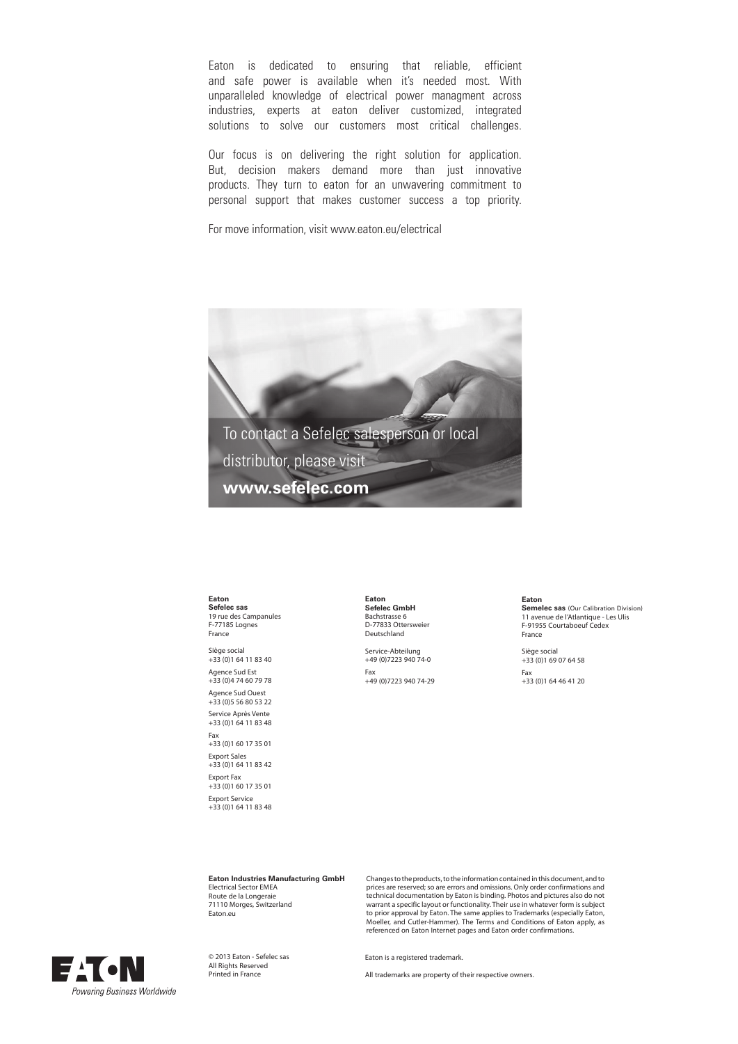Eaton is dedicated to ensuring that reliable, efficient and safe power is available when it's needed most. With unparalleled knowledge of electrical power managment across industries, experts at eaton deliver customized, integrated solutions to solve our customers most critical challenges.

Our focus is on delivering the right solution for application. But, decision makers demand more than just innovative products. They turn to eaton for an unwavering commitment to personal support that makes customer success a top priority.

For move information, visit www.eaton.eu/electrical

To contact a Sefelec salesperson or local distributor, please visit
**www.sefelec.com**

**Eaton**
**Sefelec sas**
19 rue des Campanules
F-77185 Lognes
France

Siège social
+33 (0)1 64 11 83 40

Agence Sud Est
+33 (0)4 74 60 79 78

Agence Sud Ouest
+33 (0)5 56 80 53 22

Service Après Vente
+33 (0)1 64 11 83 48

Fax
+33 (0)1 60 17 35 01

Export Sales
+33 (0)1 64 11 83 42

Export Fax
+33 (0)1 60 17 35 01

Export Service
+33 (0)1 64 11 83 48

**Eaton**
**Sefelec GmbH**
Bachstrasse 6
D-77833 Ottersweier
Deutschland

Service-Abteilung
+49 (0)7223 940 74-0

Fax
+49 (0)7223 940 74-29

**Eaton**
**Semelec sas** (Our Calibration Division)
11 avenue de l'Atlantique - Les Ulis
F-91955 Courtaboeuf Cedex
France

Siège social
+33 (0)1 69 07 64 58

Fax
+33 (0)1 64 46 41 20

**Eaton Industries Manufacturing GmbH**
Electrical Sector EMEA
Route de la Longeraie
71110 Morges, Switzerland
Eaton.eu

Changes to the products, to the information contained in this document, and to prices are reserved; so are errors and omissions. Only order confirmations and technical documentation by Eaton is binding. Photos and pictures also do not warrant a specific layout or functionality. Their use in whatever form is subject to prior approval by Eaton. The same applies to Trademarks (especially Eaton, Moeller, and Cutler-Hammer). The Terms and Conditions of Eaton apply, as referenced on Eaton Internet pages and Eaton order confirmations.

EATON
*Powering Business Worldwide*

© 2013 Eaton - Sefelec sas
All Rights Reserved
Printed in France

Eaton is a registered trademark.

All trademarks are property of their respective owners.